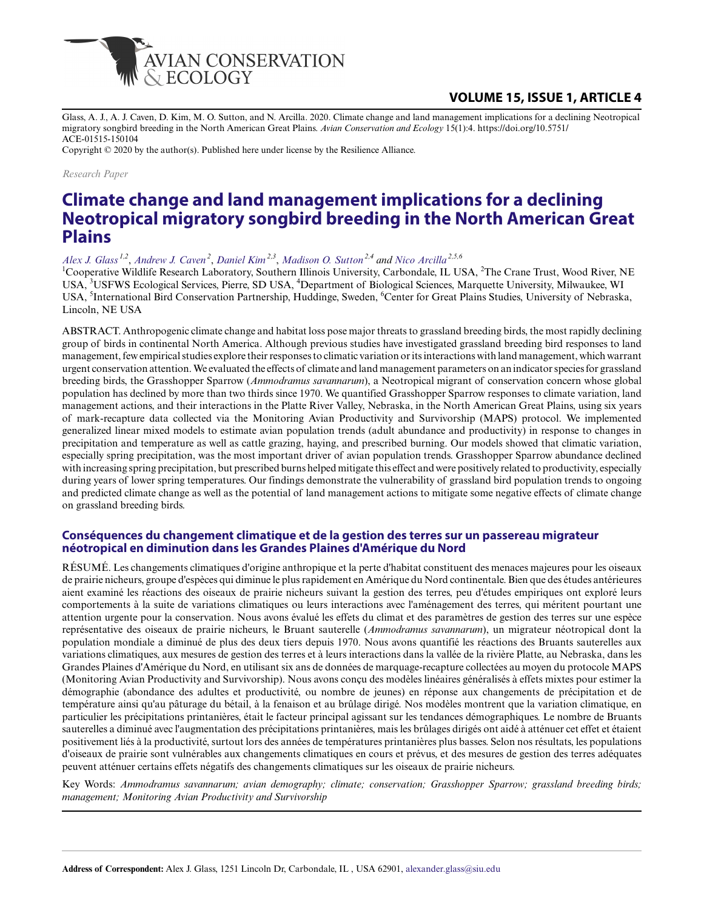Glass, A. J., A. J. Caven, D. Kim, M. O. Sutton, and N. Arcilla. 2020. Climate change and land management implications for a declining Neotropical migratory songbird breeding in the North American Great Plains. *Avian Conservation and Ecology* 15(1):4. https://doi.org/10.5751/ACE-01515-150104

Copyright © 2020 by the author(s). Published here under license by the Resilience Alliance.

*Research Paper*

# Climate change and land management implications for a declining Neotropical migratory songbird breeding in the North American Great Plains

*Alex J. Glass* [1,2], *Andrew J. Caven* [2], *Daniel Kim* [2,3], *Madison O. Sutton* [2,4] and *Nico Arcilla* [2,5,6]

[1]Cooperative Wildlife Research Laboratory, Southern Illinois University, Carbondale, IL USA, [2]The Crane Trust, Wood River, NE USA, [3]USFWS Ecological Services, Pierre, SD USA, [4]Department of Biological Sciences, Marquette University, Milwaukee, WI USA, [5]International Bird Conservation Partnership, Huddinge, Sweden, [6]Center for Great Plains Studies, University of Nebraska, Lincoln, NE USA

ABSTRACT. Anthropogenic climate change and habitat loss pose major threats to grassland breeding birds, the most rapidly declining group of birds in continental North America. Although previous studies have investigated grassland breeding bird responses to land management, few empirical studies explore their responses to climatic variation or its interactions with land management, which warrant urgent conservation attention. We evaluated the effects of climate and land management parameters on an indicator species for grassland breeding birds, the Grasshopper Sparrow (*Ammodramus savannarum*), a Neotropical migrant of conservation concern whose global population has declined by more than two thirds since 1970. We quantified Grasshopper Sparrow responses to climate variation, land management actions, and their interactions in the Platte River Valley, Nebraska, in the North American Great Plains, using six years of mark-recapture data collected via the Monitoring Avian Productivity and Survivorship (MAPS) protocol. We implemented generalized linear mixed models to estimate avian population trends (adult abundance and productivity) in response to changes in precipitation and temperature as well as cattle grazing, haying, and prescribed burning. Our models showed that climatic variation, especially spring precipitation, was the most important driver of avian population trends. Grasshopper Sparrow abundance declined with increasing spring precipitation, but prescribed burns helped mitigate this effect and were positively related to productivity, especially during years of lower spring temperatures. Our findings demonstrate the vulnerability of grassland bird population trends to ongoing and predicted climate change as well as the potential of land management actions to mitigate some negative effects of climate change on grassland breeding birds.

## Conséquences du changement climatique et de la gestion des terres sur un passereau migrateur néotropical en diminution dans les Grandes Plaines d'Amérique du Nord

RÉSUMÉ. Les changements climatiques d'origine anthropique et la perte d'habitat constituent des menaces majeures pour les oiseaux de prairie nicheurs, groupe d'espèces qui diminue le plus rapidement en Amérique du Nord continentale. Bien que des études antérieures aient examiné les réactions des oiseaux de prairie nicheurs suivant la gestion des terres, peu d'études empiriques ont exploré leurs comportements à la suite de variations climatiques ou leurs interactions avec l'aménagement des terres, qui méritent pourtant une attention urgente pour la conservation. Nous avons évalué les effets du climat et des paramètres de gestion des terres sur une espèce représentative des oiseaux de prairie nicheurs, le Bruant sauterelle (*Ammodramus savannarum*), un migrateur néotropical dont la population mondiale a diminué de plus des deux tiers depuis 1970. Nous avons quantifié les réactions des Bruants sauterelles aux variations climatiques, aux mesures de gestion des terres et à leurs interactions dans la vallée de la rivière Platte, au Nebraska, dans les Grandes Plaines d'Amérique du Nord, en utilisant six ans de données de marquage-recapture collectées au moyen du protocole MAPS (Monitoring Avian Productivity and Survivorship). Nous avons conçu des modèles linéaires généralisés à effets mixtes pour estimer la démographie (abondance des adultes et productivité, ou nombre de jeunes) en réponse aux changements de précipitation et de température ainsi qu'au pâturage du bétail, à la fenaison et au brûlage dirigé. Nos modèles montrent que la variation climatique, en particulier les précipitations printanières, était le facteur principal agissant sur les tendances démographiques. Le nombre de Bruants sauterelles a diminué avec l'augmentation des précipitations printanières, mais les brûlages dirigés ont aidé à atténuer cet effet et étaient positivement liés à la productivité, surtout lors des années de températures printanières plus basses. Selon nos résultats, les populations d'oiseaux de prairie sont vulnérables aux changements climatiques en cours et prévus, et des mesures de gestion des terres adéquates peuvent atténuer certains effets négatifs des changements climatiques sur les oiseaux de prairie nicheurs.

Key Words: *Ammodramus savannarum; avian demography; climate; conservation; Grasshopper Sparrow; grassland breeding birds; management; Monitoring Avian Productivity and Survivorship*

**Address of Correspondent:** Alex J. Glass, 1251 Lincoln Dr, Carbondale, IL , USA 62901, alexander.glass@siu.edu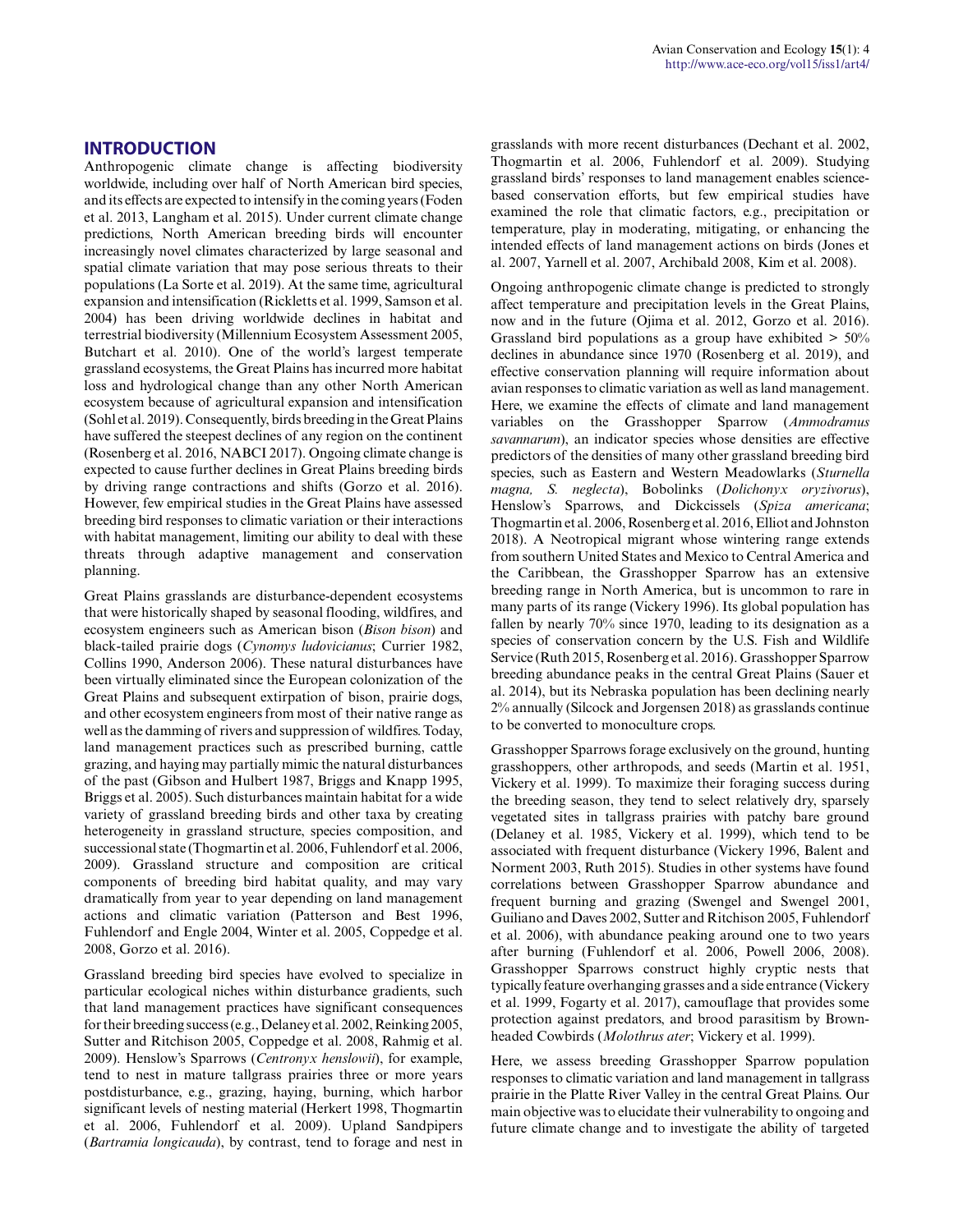## INTRODUCTION

Anthropogenic climate change is affecting biodiversity worldwide, including over half of North American bird species, and its effects are expected to intensify in the coming years (Foden et al. 2013, Langham et al. 2015). Under current climate change predictions, North American breeding birds will encounter increasingly novel climates characterized by large seasonal and spatial climate variation that may pose serious threats to their populations (La Sorte et al. 2019). At the same time, agricultural expansion and intensification (Ricketts et al. 1999, Samson et al. 2004) has been driving worldwide declines in habitat and terrestrial biodiversity (Millennium Ecosystem Assessment 2005, Butchart et al. 2010). One of the world's largest temperate grassland ecosystems, the Great Plains has incurred more habitat loss and hydrological change than any other North American ecosystem because of agricultural expansion and intensification (Sohl et al. 2019). Consequently, birds breeding in the Great Plains have suffered the steepest declines of any region on the continent (Rosenberg et al. 2016, NABCI 2017). Ongoing climate change is expected to cause further declines in Great Plains breeding birds by driving range contractions and shifts (Gorzo et al. 2016). However, few empirical studies in the Great Plains have assessed breeding bird responses to climatic variation or their interactions with habitat management, limiting our ability to deal with these threats through adaptive management and conservation planning.

Great Plains grasslands are disturbance-dependent ecosystems that were historically shaped by seasonal flooding, wildfires, and ecosystem engineers such as American bison (*Bison bison*) and black-tailed prairie dogs (*Cynomys ludovicianus*; Currier 1982, Collins 1990, Anderson 2006). These natural disturbances have been virtually eliminated since the European colonization of the Great Plains and subsequent extirpation of bison, prairie dogs, and other ecosystem engineers from most of their native range as well as the damming of rivers and suppression of wildfires. Today, land management practices such as prescribed burning, cattle grazing, and haying may partially mimic the natural disturbances of the past (Gibson and Hulbert 1987, Briggs and Knapp 1995, Briggs et al. 2005). Such disturbances maintain habitat for a wide variety of grassland breeding birds and other taxa by creating heterogeneity in grassland structure, species composition, and successional state (Thogmartin et al. 2006, Fuhlendorf et al. 2006, 2009). Grassland structure and composition are critical components of breeding bird habitat quality, and may vary dramatically from year to year depending on land management actions and climatic variation (Patterson and Best 1996, Fuhlendorf and Engle 2004, Winter et al. 2005, Coppedge et al. 2008, Gorzo et al. 2016).

Grassland breeding bird species have evolved to specialize in particular ecological niches within disturbance gradients, such that land management practices have significant consequences for their breeding success (e.g., Delaney et al. 2002, Reinking 2005, Sutter and Ritchison 2005, Coppedge et al. 2008, Rahmig et al. 2009). Henslow's Sparrows (*Centronyx henslowii*), for example, tend to nest in mature tallgrass prairies three or more years postdisturbance, e.g., grazing, haying, burning, which harbor significant levels of nesting material (Herkert 1998, Thogmartin et al. 2006, Fuhlendorf et al. 2009). Upland Sandpipers (*Bartramia longicauda*), by contrast, tend to forage and nest in grasslands with more recent disturbances (Dechant et al. 2002, Thogmartin et al. 2006, Fuhlendorf et al. 2009). Studying grassland birds' responses to land management enables science-based conservation efforts, but few empirical studies have examined the role that climatic factors, e.g., precipitation or temperature, play in moderating, mitigating, or enhancing the intended effects of land management actions on birds (Jones et al. 2007, Yarnell et al. 2007, Archibald 2008, Kim et al. 2008).

Ongoing anthropogenic climate change is predicted to strongly affect temperature and precipitation levels in the Great Plains, now and in the future (Ojima et al. 2012, Gorzo et al. 2016). Grassland bird populations as a group have exhibited > 50% declines in abundance since 1970 (Rosenberg et al. 2019), and effective conservation planning will require information about avian responses to climatic variation as well as land management. Here, we examine the effects of climate and land management variables on the Grasshopper Sparrow (*Ammodramus savannarum*), an indicator species whose densities are effective predictors of the densities of many other grassland breeding bird species, such as Eastern and Western Meadowlarks (*Sturnella magna, S. neglecta*), Bobolinks (*Dolichonyx oryzivorus*), Henslow's Sparrows, and Dickcissels (*Spiza americana*; Thogmartin et al. 2006, Rosenberg et al. 2016, Elliot and Johnston 2018). A Neotropical migrant whose wintering range extends from southern United States and Mexico to Central America and the Caribbean, the Grasshopper Sparrow has an extensive breeding range in North America, but is uncommon to rare in many parts of its range (Vickery 1996). Its global population has fallen by nearly 70% since 1970, leading to its designation as a species of conservation concern by the U.S. Fish and Wildlife Service (Ruth 2015, Rosenberg et al. 2016). Grasshopper Sparrow breeding abundance peaks in the central Great Plains (Sauer et al. 2014), but its Nebraska population has been declining nearly 2% annually (Silcock and Jorgensen 2018) as grasslands continue to be converted to monoculture crops.

Grasshopper Sparrows forage exclusively on the ground, hunting grasshoppers, other arthropods, and seeds (Martin et al. 1951, Vickery et al. 1999). To maximize their foraging success during the breeding season, they tend to select relatively dry, sparsely vegetated sites in tallgrass prairies with patchy bare ground (Delaney et al. 1985, Vickery et al. 1999), which tend to be associated with frequent disturbance (Vickery 1996, Balent and Norment 2003, Ruth 2015). Studies in other systems have found correlations between Grasshopper Sparrow abundance and frequent burning and grazing (Swengel and Swengel 2001, Guiliano and Daves 2002, Sutter and Ritchison 2005, Fuhlendorf et al. 2006), with abundance peaking around one to two years after burning (Fuhlendorf et al. 2006, Powell 2006, 2008). Grasshopper Sparrows construct highly cryptic nests that typically feature overhanging grasses and a side entrance (Vickery et al. 1999, Fogarty et al. 2017), camouflage that provides some protection against predators, and brood parasitism by Brown-headed Cowbirds (*Molothrus ater*; Vickery et al. 1999).

Here, we assess breeding Grasshopper Sparrow population responses to climatic variation and land management in tallgrass prairie in the Platte River Valley in the central Great Plains. Our main objective was to elucidate their vulnerability to ongoing and future climate change and to investigate the ability of targeted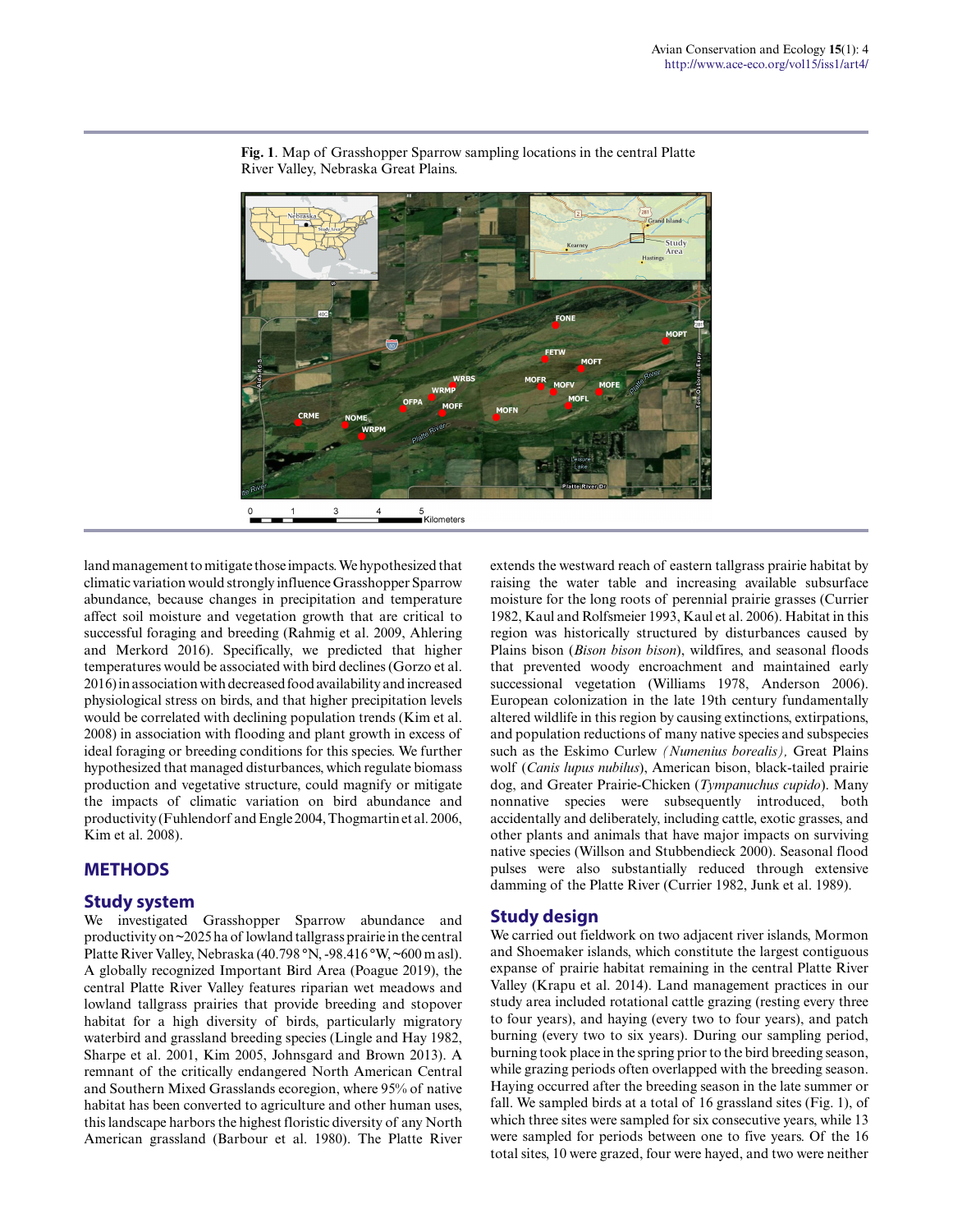**Fig. 1**. Map of Grasshopper Sparrow sampling locations in the central Platte River Valley, Nebraska Great Plains.

land management to mitigate those impacts. We hypothesized that climatic variation would strongly influence Grasshopper Sparrow abundance, because changes in precipitation and temperature affect soil moisture and vegetation growth that are critical to successful foraging and breeding (Rahmig et al. 2009, Ahlering and Merkord 2016). Specifically, we predicted that higher temperatures would be associated with bird declines (Gorzo et al. 2016) in association with decreased food availability and increased physiological stress on birds, and that higher precipitation levels would be correlated with declining population trends (Kim et al. 2008) in association with flooding and plant growth in excess of ideal foraging or breeding conditions for this species. We further hypothesized that managed disturbances, which regulate biomass production and vegetative structure, could magnify or mitigate the impacts of climatic variation on bird abundance and productivity (Fuhlendorf and Engle 2004, Thogmartin et al. 2006, Kim et al. 2008).

## METHODS

### Study system

We investigated Grasshopper Sparrow abundance and productivity on ~2025 ha of lowland tallgrass prairie in the central Platte River Valley, Nebraska (40.798 °N, -98.416 °W, ~600 m asl). A globally recognized Important Bird Area (Poague 2019), the central Platte River Valley features riparian wet meadows and lowland tallgrass prairies that provide breeding and stopover habitat for a high diversity of birds, particularly migratory waterbird and grassland breeding species (Lingle and Hay 1982, Sharpe et al. 2001, Kim 2005, Johnsgard and Brown 2013). A remnant of the critically endangered North American Central and Southern Mixed Grasslands ecoregion, where 95% of native habitat has been converted to agriculture and other human uses, this landscape harbors the highest floristic diversity of any North American grassland (Barbour et al. 1980). The Platte River extends the westward reach of eastern tallgrass prairie habitat by raising the water table and increasing available subsurface moisture for the long roots of perennial prairie grasses (Currier 1982, Kaul and Rolfsmeier 1993, Kaul et al. 2006). Habitat in this region was historically structured by disturbances caused by Plains bison (*Bison bison bison*), wildfires, and seasonal floods that prevented woody encroachment and maintained early successional vegetation (Williams 1978, Anderson 2006). European colonization in the late 19th century fundamentally altered wildlife in this region by causing extinctions, extirpations, and population reductions of many native species and subspecies such as the Eskimo Curlew *(Numenius borealis),* Great Plains wolf (*Canis lupus nubilus*), American bison, black-tailed prairie dog, and Greater Prairie-Chicken (*Tympanuchus cupido*). Many nonnative species were subsequently introduced, both accidentally and deliberately, including cattle, exotic grasses, and other plants and animals that have major impacts on surviving native species (Willson and Stubbendieck 2000). Seasonal flood pulses were also substantially reduced through extensive damming of the Platte River (Currier 1982, Junk et al. 1989).

### Study design

We carried out fieldwork on two adjacent river islands, Mormon and Shoemaker islands, which constitute the largest contiguous expanse of prairie habitat remaining in the central Platte River Valley (Krapu et al. 2014). Land management practices in our study area included rotational cattle grazing (resting every three to four years), and haying (every two to four years), and patch burning (every two to six years). During our sampling period, burning took place in the spring prior to the bird breeding season, while grazing periods often overlapped with the breeding season. Haying occurred after the breeding season in the late summer or fall. We sampled birds at a total of 16 grassland sites (Fig. 1), of which three sites were sampled for six consecutive years, while 13 were sampled for periods between one to five years. Of the 16 total sites, 10 were grazed, four were hayed, and two were neither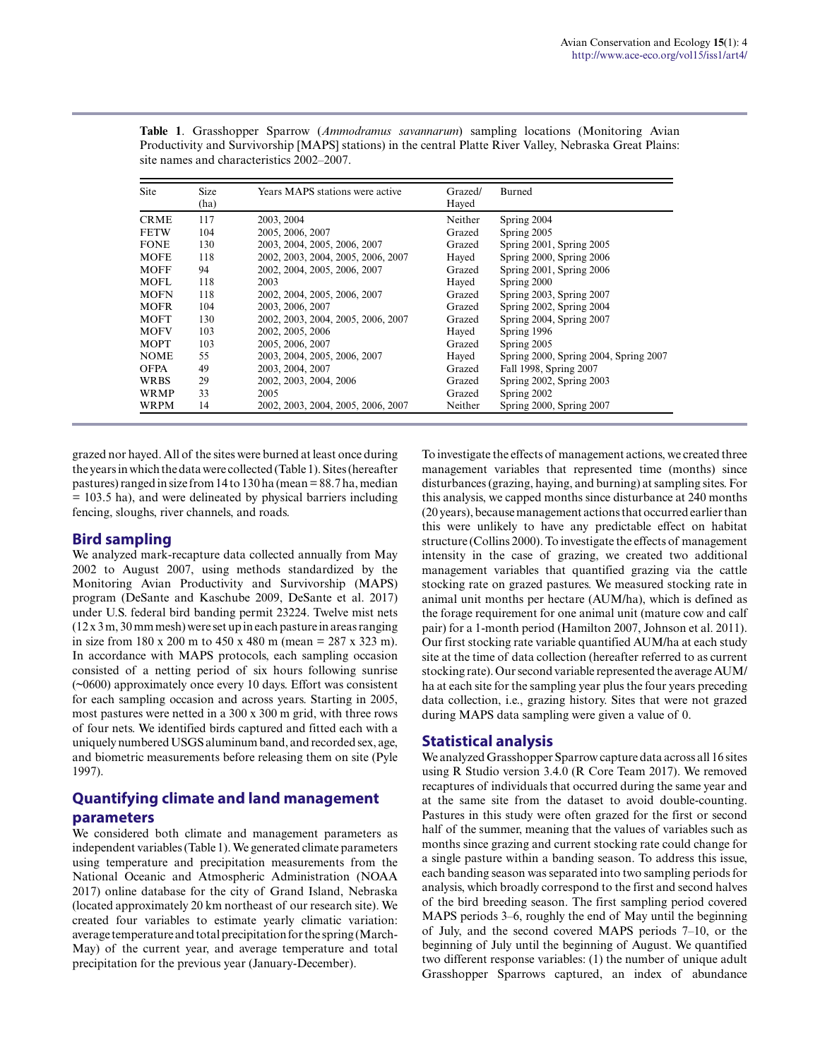**Table 1**. Grasshopper Sparrow (*Ammodramus savannarum*) sampling locations (Monitoring Avian Productivity and Survivorship [MAPS] stations) in the central Platte River Valley, Nebraska Great Plains: site names and characteristics 2002–2007.

| Site | Size (ha) | Years MAPS stations were active | Grazed/ Hayed | Burned |
|---|---|---|---|---|
| CRME | 117 | 2003, 2004 | Neither | Spring 2004 |
| FETW | 104 | 2005, 2006, 2007 | Grazed | Spring 2005 |
| FONE | 130 | 2003, 2004, 2005, 2006, 2007 | Grazed | Spring 2001, Spring 2005 |
| MOFE | 118 | 2002, 2003, 2004, 2005, 2006, 2007 | Hayed | Spring 2000, Spring 2006 |
| MOFF | 94 | 2002, 2004, 2005, 2006, 2007 | Grazed | Spring 2001, Spring 2006 |
| MOFL | 118 | 2003 | Hayed | Spring 2000 |
| MOFN | 118 | 2002, 2004, 2005, 2006, 2007 | Grazed | Spring 2003, Spring 2007 |
| MOFR | 104 | 2003, 2006, 2007 | Grazed | Spring 2002, Spring 2004 |
| MOFT | 130 | 2002, 2003, 2004, 2005, 2006, 2007 | Grazed | Spring 2004, Spring 2007 |
| MOFV | 103 | 2002, 2005, 2006 | Hayed | Spring 1996 |
| MOPT | 103 | 2005, 2006, 2007 | Grazed | Spring 2005 |
| NOME | 55 | 2003, 2004, 2005, 2006, 2007 | Hayed | Spring 2000, Spring 2004, Spring 2007 |
| OFPA | 49 | 2003, 2004, 2007 | Grazed | Fall 1998, Spring 2007 |
| WRBS | 29 | 2002, 2003, 2004, 2006 | Grazed | Spring 2002, Spring 2003 |
| WRMP | 33 | 2005 | Grazed | Spring 2002 |
| WRPM | 14 | 2002, 2003, 2004, 2005, 2006, 2007 | Neither | Spring 2000, Spring 2007 |

grazed nor hayed. All of the sites were burned at least once during the years in which the data were collected (Table 1). Sites (hereafter pastures) ranged in size from 14 to 130 ha (mean = 88.7 ha, median = 103.5 ha), and were delineated by physical barriers including fencing, sloughs, river channels, and roads.

## Bird sampling

We analyzed mark-recapture data collected annually from May 2002 to August 2007, using methods standardized by the Monitoring Avian Productivity and Survivorship (MAPS) program (DeSante and Kaschube 2009, DeSante et al. 2017) under U.S. federal bird banding permit 23224. Twelve mist nets (12 x 3 m, 30 mm mesh) were set up in each pasture in areas ranging in size from 180 x 200 m to 450 x 480 m (mean = 287 x 323 m). In accordance with MAPS protocols, each sampling occasion consisted of a netting period of six hours following sunrise (~0600) approximately once every 10 days. Effort was consistent for each sampling occasion and across years. Starting in 2005, most pastures were netted in a 300 x 300 m grid, with three rows of four nets. We identified birds captured and fitted each with a uniquely numbered USGS aluminum band, and recorded sex, age, and biometric measurements before releasing them on site (Pyle 1997).

## Quantifying climate and land management parameters

We considered both climate and management parameters as independent variables (Table 1). We generated climate parameters using temperature and precipitation measurements from the National Oceanic and Atmospheric Administration (NOAA 2017) online database for the city of Grand Island, Nebraska (located approximately 20 km northeast of our research site). We created four variables to estimate yearly climatic variation: average temperature and total precipitation for the spring (March-May) of the current year, and average temperature and total precipitation for the previous year (January-December).

To investigate the effects of management actions, we created three management variables that represented time (months) since disturbances (grazing, haying, and burning) at sampling sites. For this analysis, we capped months since disturbance at 240 months (20 years), because management actions that occurred earlier than this were unlikely to have any predictable effect on habitat structure (Collins 2000). To investigate the effects of management intensity in the case of grazing, we created two additional management variables that quantified grazing via the cattle stocking rate on grazed pastures. We measured stocking rate in animal unit months per hectare (AUM/ha), which is defined as the forage requirement for one animal unit (mature cow and calf pair) for a 1-month period (Hamilton 2007, Johnson et al. 2011). Our first stocking rate variable quantified AUM/ha at each study site at the time of data collection (hereafter referred to as current stocking rate). Our second variable represented the average AUM/ha at each site for the sampling year plus the four years preceding data collection, i.e., grazing history. Sites that were not grazed during MAPS data sampling were given a value of 0.

## Statistical analysis

We analyzed Grasshopper Sparrow capture data across all 16 sites using R Studio version 3.4.0 (R Core Team 2017). We removed recaptures of individuals that occurred during the same year and at the same site from the dataset to avoid double-counting. Pastures in this study were often grazed for the first or second half of the summer, meaning that the values of variables such as months since grazing and current stocking rate could change for a single pasture within a banding season. To address this issue, each banding season was separated into two sampling periods for analysis, which broadly correspond to the first and second halves of the bird breeding season. The first sampling period covered MAPS periods 3–6, roughly the end of May until the beginning of July, and the second covered MAPS periods 7–10, or the beginning of July until the beginning of August. We quantified two different response variables: (1) the number of unique adult Grasshopper Sparrows captured, an index of abundance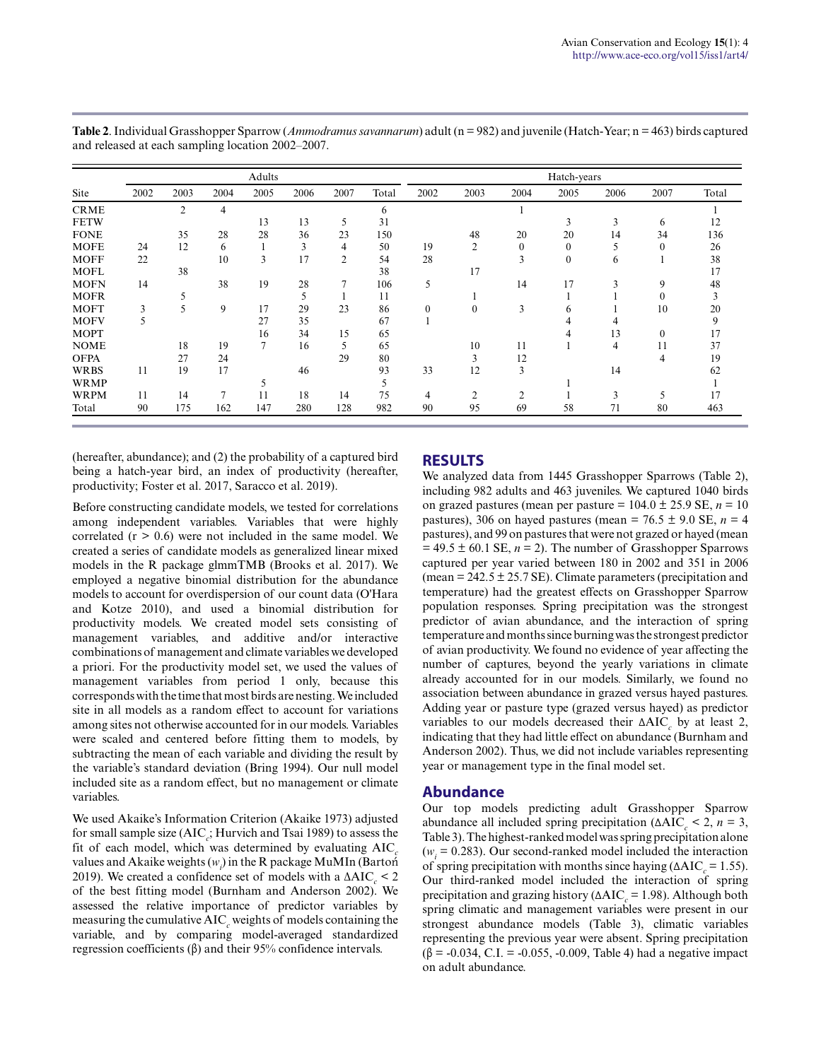**Table 2**. Individual Grasshopper Sparrow (*Ammodramus savannarum*) adult (n = 982) and juvenile (Hatch-Year; n = 463) birds captured and released at each sampling location 2002–2007.

| | Adults | | | | | | | Hatch-years | | | | | | |
|---|---|---|---|---|---|---|---|---|---|---|---|---|---|---|
| Site | 2002 | 2003 | 2004 | 2005 | 2006 | 2007 | Total | 2002 | 2003 | 2004 | 2005 | 2006 | 2007 | Total |
| CRME | | 2 | 4 | | | | 6 | | | 1 | | | | 1 |
| FETW | | | | 13 | 13 | 5 | 31 | | | | 3 | 3 | 6 | 12 |
| FONE | | 35 | 28 | 28 | 36 | 23 | 150 | | 48 | 20 | 20 | 14 | 34 | 136 |
| MOFE | 24 | 12 | 6 | 1 | 3 | 4 | 50 | 19 | 2 | 0 | 0 | 5 | 0 | 26 |
| MOFF | 22 | | 10 | 3 | 17 | 2 | 54 | 28 | | 3 | 0 | 6 | 1 | 38 |
| MOFL | | 38 | | | | | 38 | | 17 | | | | | 17 |
| MOFN | 14 | | 38 | 19 | 28 | 7 | 106 | 5 | | 14 | 17 | 3 | 9 | 48 |
| MOFR | | 5 | | | 5 | 1 | 11 | | 1 | | 1 | 1 | 0 | 3 |
| MOFT | 3 | 5 | 9 | 17 | 29 | 23 | 86 | 0 | 0 | 3 | 6 | 1 | 10 | 20 |
| MOFV | 5 | | | 27 | 35 | | 67 | 1 | | | 4 | 4 | | 9 |
| MOPT | | | | 16 | 34 | 15 | 65 | | | | 4 | 13 | 0 | 17 |
| NOME | | 18 | 19 | 7 | 16 | 5 | 65 | | 10 | 11 | 1 | 4 | 11 | 37 |
| OFPA | | 27 | 24 | | | 29 | 80 | | 3 | 12 | | | 4 | 19 |
| WRBS | 11 | 19 | 17 | | 46 | | 93 | 33 | 12 | 3 | | 14 | | 62 |
| WRMP | | | | 5 | | | 5 | | | | 1 | | | 1 |
| WRPM | 11 | 14 | 7 | 11 | 18 | 14 | 75 | 4 | 2 | 2 | 1 | 3 | 5 | 17 |
| Total | 90 | 175 | 162 | 147 | 280 | 128 | 982 | 90 | 95 | 69 | 58 | 71 | 80 | 463 |

(hereafter, abundance); and (2) the probability of a captured bird being a hatch-year bird, an index of productivity (hereafter, productivity; Foster et al. 2017, Saracco et al. 2019).

Before constructing candidate models, we tested for correlations among independent variables. Variables that were highly correlated ($r > 0.6$) were not included in the same model. We created a series of candidate models as generalized linear mixed models in the R package glmmTMB (Brooks et al. 2017). We employed a negative binomial distribution for the abundance models to account for overdispersion of our count data (O'Hara and Kotze 2010), and used a binomial distribution for productivity models. We created model sets consisting of management variables, and additive and/or interactive combinations of management and climate variables we developed a priori. For the productivity model set, we used the values of management variables from period 1 only, because this corresponds with the time that most birds are nesting. We included site in all models as a random effect to account for variations among sites not otherwise accounted for in our models. Variables were scaled and centered before fitting them to models, by subtracting the mean of each variable and dividing the result by the variable's standard deviation (Bring 1994). Our null model included site as a random effect, but no management or climate variables.

We used Akaike's Information Criterion (Akaike 1973) adjusted for small sample size ($AIC_c$; Hurvich and Tsai 1989) to assess the fit of each model, which was determined by evaluating $AIC_c$ values and Akaike weights ($w_i$) in the R package MuMIn (Bartoń 2019). We created a confidence set of models with a $\Delta AIC_c < 2$ of the best fitting model (Burnham and Anderson 2002). We assessed the relative importance of predictor variables by measuring the cumulative $AIC_c$ weights of models containing the variable, and by comparing model-averaged standardized regression coefficients ($\beta$) and their 95% confidence intervals.

## RESULTS

We analyzed data from 1445 Grasshopper Sparrows (Table 2), including 982 adults and 463 juveniles. We captured 1040 birds on grazed pastures (mean per pasture = 104.0 ± 25.9 SE, $n = 10$ pastures), 306 on hayed pastures (mean = 76.5 ± 9.0 SE, $n = 4$ pastures), and 99 on pastures that were not grazed or hayed (mean = 49.5 ± 60.1 SE, $n = 2$). The number of Grasshopper Sparrows captured per year varied between 180 in 2002 and 351 in 2006 (mean = 242.5 ± 25.7 SE). Climate parameters (precipitation and temperature) had the greatest effects on Grasshopper Sparrow population responses. Spring precipitation was the strongest predictor of avian abundance, and the interaction of spring temperature and months since burning was the strongest predictor of avian productivity. We found no evidence of year affecting the number of captures, beyond the yearly variations in climate already accounted for in our models. Similarly, we found no association between abundance in grazed versus hayed pastures. Adding year or pasture type (grazed versus hayed) as predictor variables to our models decreased their $\Delta AIC_c$ by at least 2, indicating that they had little effect on abundance (Burnham and Anderson 2002). Thus, we did not include variables representing year or management type in the final model set.

### Abundance

Our top models predicting adult Grasshopper Sparrow abundance all included spring precipitation ($\Delta AIC_c < 2$, $n = 3$, Table 3). The highest-ranked model was spring precipitation alone ($w_i = 0.283$). Our second-ranked model included the interaction of spring precipitation with months since haying ($\Delta AIC_c = 1.55$). Our third-ranked model included the interaction of spring precipitation and grazing history ($\Delta AIC_c = 1.98$). Although both spring climatic and management variables were present in our strongest abundance models (Table 3), climatic variables representing the previous year were absent. Spring precipitation ($\beta = -0.034$, C.I. = -0.055, -0.009, Table 4) had a negative impact on adult abundance.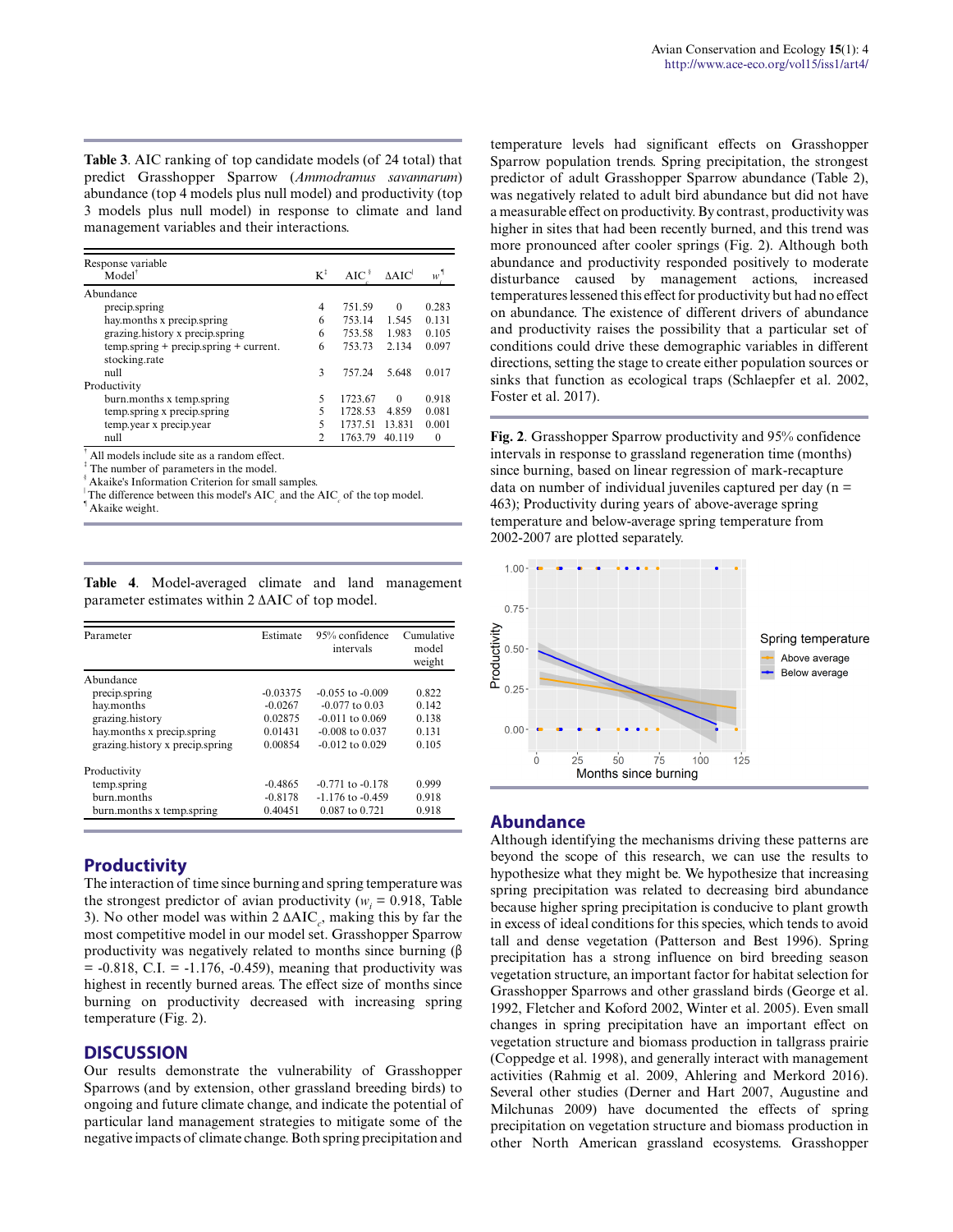**Table 3**. AIC ranking of top candidate models (of 24 total) that predict Grasshopper Sparrow (*Ammodramus savannarum*) abundance (top 4 models plus null model) and productivity (top 3 models plus null model) in response to climate and land management variables and their interactions.

| Response variable<br>Model[†] | K[‡] | $AIC_c$[§] | $\Delta AIC$[|] | $w_i$[¶] |
|---|---|---|---|---|
| Abundance | | | | |
| precip.spring | 4 | 751.59 | 0 | 0.283 |
| hay.months x precip.spring | 6 | 753.14 | 1.545 | 0.131 |
| grazing.history x precip.spring | 6 | 753.58 | 1.983 | 0.105 |
| temp.spring + precip.spring + current. stocking.rate | 6 | 753.73 | 2.134 | 0.097 |
| null | 3 | 757.24 | 5.648 | 0.017 |
| Productivity | | | | |
| burn.months x temp.spring | 5 | 1723.67 | 0 | 0.918 |
| temp.spring x precip.spring | 5 | 1728.53 | 4.859 | 0.081 |
| temp.year x precip.year | 5 | 1737.51 | 13.831 | 0.001 |
| null | 2 | 1763.79 | 40.119 | 0 |

[†] All models include site as a random effect.
[‡] The number of parameters in the model.
[§] Akaike's Information Criterion for small samples.
[|] The difference between this model's $AIC_c$ and the $AIC_c$ of the top model.
[¶] Akaike weight.

**Table 4**. Model-averaged climate and land management parameter estimates within 2 ΔAIC of top model.

| Parameter | Estimate | 95% confidence intervals | Cumulative model weight |
|---|---|---|---|
| Abundance | | | |
| precip.spring | -0.03375 | -0.055 to -0.009 | 0.822 |
| hay.months | -0.0267 | -0.077 to 0.03 | 0.142 |
| grazing.history | 0.02875 | -0.011 to 0.069 | 0.138 |
| hay.months x precip.spring | 0.01431 | -0.008 to 0.037 | 0.131 |
| grazing.history x precip.spring | 0.00854 | -0.012 to 0.029 | 0.105 |
| Productivity | | | |
| temp.spring | -0.4865 | -0.771 to -0.178 | 0.999 |
| burn.months | -0.8178 | -1.176 to -0.459 | 0.918 |
| burn.months x temp.spring | 0.40451 | 0.087 to 0.721 | 0.918 |

## Productivity

The interaction of time since burning and spring temperature was the strongest predictor of avian productivity ($w_i$ = 0.918, Table 3). No other model was within 2 $\Delta AIC_c$, making this by far the most competitive model in our model set. Grasshopper Sparrow productivity was negatively related to months since burning (β = -0.818, C.I. = -1.176, -0.459), meaning that productivity was highest in recently burned areas. The effect size of months since burning on productivity decreased with increasing spring temperature (Fig. 2).

# DISCUSSION

Our results demonstrate the vulnerability of Grasshopper Sparrows (and by extension, other grassland breeding birds) to ongoing and future climate change, and indicate the potential of particular land management strategies to mitigate some of the negative impacts of climate change. Both spring precipitation and temperature levels had significant effects on Grasshopper Sparrow population trends. Spring precipitation, the strongest predictor of adult Grasshopper Sparrow abundance (Table 2), was negatively related to adult bird abundance but did not have a measurable effect on productivity. By contrast, productivity was higher in sites that had been recently burned, and this trend was more pronounced after cooler springs (Fig. 2). Although both abundance and productivity responded positively to moderate disturbance caused by management actions, increased temperatures lessened this effect for productivity but had no effect on abundance. The existence of different drivers of abundance and productivity raises the possibility that a particular set of conditions could drive these demographic variables in different directions, setting the stage to create either population sources or sinks that function as ecological traps (Schlaepfer et al. 2002, Foster et al. 2017).

**Fig. 2**. Grasshopper Sparrow productivity and 95% confidence intervals in response to grassland regeneration time (months) since burning, based on linear regression of mark-recapture data on number of individual juveniles captured per day (n = 463); Productivity during years of above-average spring temperature and below-average spring temperature from 2002-2007 are plotted separately.

## Abundance

Although identifying the mechanisms driving these patterns are beyond the scope of this research, we can use the results to hypothesize what they might be. We hypothesize that increasing spring precipitation was related to decreasing bird abundance because higher spring precipitation is conducive to plant growth in excess of ideal conditions for this species, which tends to avoid tall and dense vegetation (Patterson and Best 1996). Spring precipitation has a strong influence on bird breeding season vegetation structure, an important factor for habitat selection for Grasshopper Sparrows and other grassland birds (George et al. 1992, Fletcher and Koford 2002, Winter et al. 2005). Even small changes in spring precipitation have an important effect on vegetation structure and biomass production in tallgrass prairie (Coppedge et al. 1998), and generally interact with management activities (Rahmig et al. 2009, Ahlering and Merkord 2016). Several other studies (Derner and Hart 2007, Augustine and Milchunas 2009) have documented the effects of spring precipitation on vegetation structure and biomass production in other North American grassland ecosystems. Grasshopper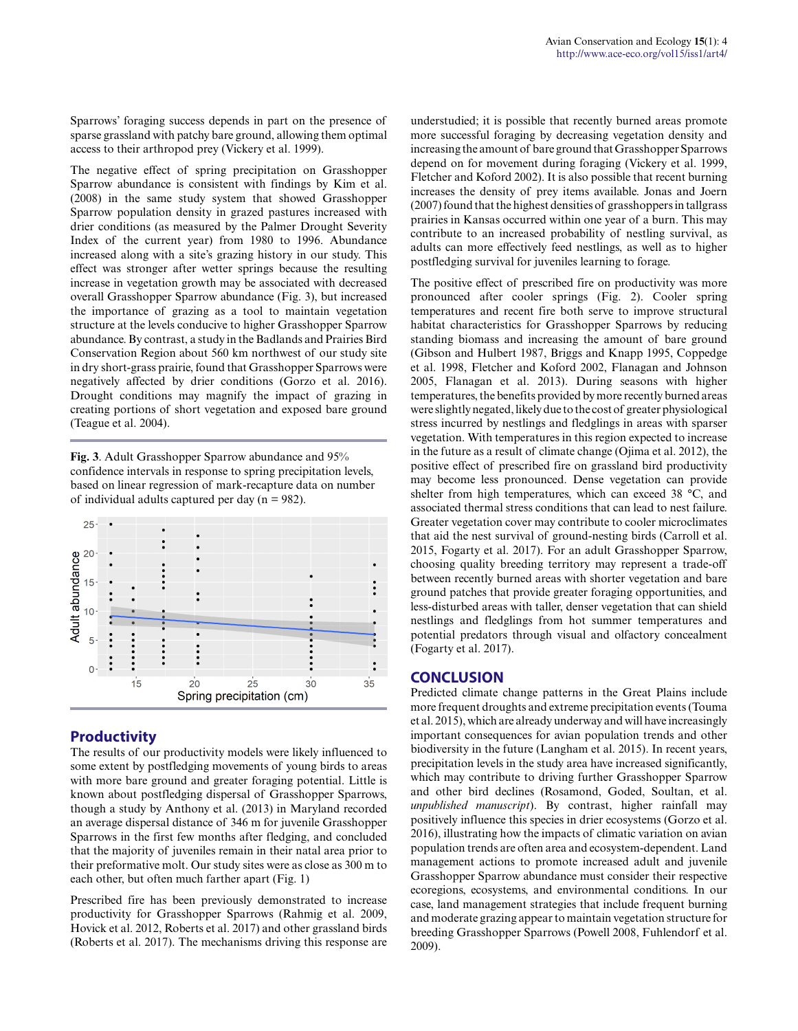Sparrows' foraging success depends in part on the presence of sparse grassland with patchy bare ground, allowing them optimal access to their arthropod prey (Vickery et al. 1999).

The negative effect of spring precipitation on Grasshopper Sparrow abundance is consistent with findings by Kim et al. (2008) in the same study system that showed Grasshopper Sparrow population density in grazed pastures increased with drier conditions (as measured by the Palmer Drought Severity Index of the current year) from 1980 to 1996. Abundance increased along with a site's grazing history in our study. This effect was stronger after wetter springs because the resulting increase in vegetation growth may be associated with decreased overall Grasshopper Sparrow abundance (Fig. 3), but increased the importance of grazing as a tool to maintain vegetation structure at the levels conducive to higher Grasshopper Sparrow abundance. By contrast, a study in the Badlands and Prairies Bird Conservation Region about 560 km northwest of our study site in dry short-grass prairie, found that Grasshopper Sparrows were negatively affected by drier conditions (Gorzo et al. 2016). Drought conditions may magnify the impact of grazing in creating portions of short vegetation and exposed bare ground (Teague et al. 2004).

**Fig. 3**. Adult Grasshopper Sparrow abundance and 95% confidence intervals in response to spring precipitation levels, based on linear regression of mark-recapture data on number of individual adults captured per day (n = 982).

## Productivity

The results of our productivity models were likely influenced to some extent by postfledging movements of young birds to areas with more bare ground and greater foraging potential. Little is known about postfledging dispersal of Grasshopper Sparrows, though a study by Anthony et al. (2013) in Maryland recorded an average dispersal distance of 346 m for juvenile Grasshopper Sparrows in the first few months after fledging, and concluded that the majority of juveniles remain in their natal area prior to their preformative molt. Our study sites were as close as 300 m to each other, but often much farther apart (Fig. 1)

Prescribed fire has been previously demonstrated to increase productivity for Grasshopper Sparrows (Rahmig et al. 2009, Hovick et al. 2012, Roberts et al. 2017) and other grassland birds (Roberts et al. 2017). The mechanisms driving this response are understudied; it is possible that recently burned areas promote more successful foraging by decreasing vegetation density and increasing the amount of bare ground that Grasshopper Sparrows depend on for movement during foraging (Vickery et al. 1999, Fletcher and Koford 2002). It is also possible that recent burning increases the density of prey items available. Jonas and Joern (2007) found that the highest densities of grasshoppers in tallgrass prairies in Kansas occurred within one year of a burn. This may contribute to an increased probability of nestling survival, as adults can more effectively feed nestlings, as well as to higher postfledging survival for juveniles learning to forage.

The positive effect of prescribed fire on productivity was more pronounced after cooler springs (Fig. 2). Cooler spring temperatures and recent fire both serve to improve structural habitat characteristics for Grasshopper Sparrows by reducing standing biomass and increasing the amount of bare ground (Gibson and Hulbert 1987, Briggs and Knapp 1995, Coppedge et al. 1998, Fletcher and Koford 2002, Flanagan and Johnson 2005, Flanagan et al. 2013). During seasons with higher temperatures, the benefits provided by more recently burned areas were slightly negated, likely due to the cost of greater physiological stress incurred by nestlings and fledglings in areas with sparser vegetation. With temperatures in this region expected to increase in the future as a result of climate change (Ojima et al. 2012), the positive effect of prescribed fire on grassland bird productivity may become less pronounced. Dense vegetation can provide shelter from high temperatures, which can exceed 38 °C, and associated thermal stress conditions that can lead to nest failure. Greater vegetation cover may contribute to cooler microclimates that aid the nest survival of ground-nesting birds (Carroll et al. 2015, Fogarty et al. 2017). For an adult Grasshopper Sparrow, choosing quality breeding territory may represent a trade-off between recently burned areas with shorter vegetation and bare ground patches that provide greater foraging opportunities, and less-disturbed areas with taller, denser vegetation that can shield nestlings and fledglings from hot summer temperatures and potential predators through visual and olfactory concealment (Fogarty et al. 2017).

## CONCLUSION

Predicted climate change patterns in the Great Plains include more frequent droughts and extreme precipitation events (Touma et al. 2015), which are already underway and will have increasingly important consequences for avian population trends and other biodiversity in the future (Langham et al. 2015). In recent years, precipitation levels in the study area have increased significantly, which may contribute to driving further Grasshopper Sparrow and other bird declines (Rosamond, Goded, Soultan, et al. *unpublished manuscript*). By contrast, higher rainfall may positively influence this species in drier ecosystems (Gorzo et al. 2016), illustrating how the impacts of climatic variation on avian population trends are often area and ecosystem-dependent. Land management actions to promote increased adult and juvenile Grasshopper Sparrow abundance must consider their respective ecoregions, ecosystems, and environmental conditions. In our case, land management strategies that include frequent burning and moderate grazing appear to maintain vegetation structure for breeding Grasshopper Sparrows (Powell 2008, Fuhlendorf et al. 2009).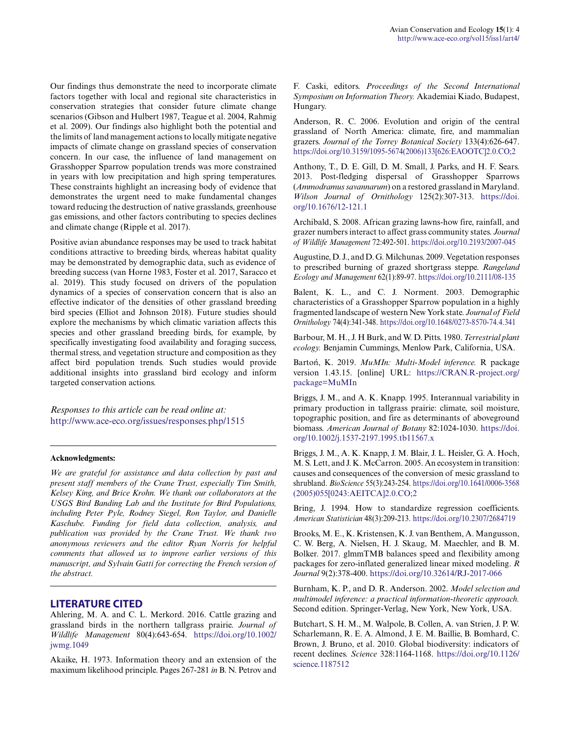Our findings thus demonstrate the need to incorporate climate factors together with local and regional site characteristics in conservation strategies that consider future climate change scenarios (Gibson and Hulbert 1987, Teague et al. 2004, Rahmig et al. 2009). Our findings also highlight both the potential and the limits of land management actions to locally mitigate negative impacts of climate change on grassland species of conservation concern. In our case, the influence of land management on Grasshopper Sparrow population trends was more constrained in years with low precipitation and high spring temperatures. These constraints highlight an increasing body of evidence that demonstrates the urgent need to make fundamental changes toward reducing the destruction of native grasslands, greenhouse gas emissions, and other factors contributing to species declines and climate change (Ripple et al. 2017).

Positive avian abundance responses may be used to track habitat conditions attractive to breeding birds, whereas habitat quality may be demonstrated by demographic data, such as evidence of breeding success (van Horne 1983, Foster et al. 2017, Saracco et al. 2019). This study focused on drivers of the population dynamics of a species of conservation concern that is also an effective indicator of the densities of other grassland breeding bird species (Elliot and Johnson 2018). Future studies should explore the mechanisms by which climatic variation affects this species and other grassland breeding birds, for example, by specifically investigating food availability and foraging success, thermal stress, and vegetation structure and composition as they affect bird population trends. Such studies would provide additional insights into grassland bird ecology and inform targeted conservation actions.

*Responses to this article can be read online at:*
http://www.ace-eco.org/issues/responses.php/1515

**Acknowledgments:**

*We are grateful for assistance and data collection by past and present staff members of the Crane Trust, especially Tim Smith, Kelsey King, and Brice Krohn. We thank our collaborators at the USGS Bird Banding Lab and the Institute for Bird Populations, including Peter Pyle, Rodney Siegel, Ron Taylor, and Danielle Kaschube. Funding for field data collection, analysis, and publication was provided by the Crane Trust. We thank two anonymous reviewers and the editor Ryan Norris for helpful comments that allowed us to improve earlier versions of this manuscript, and Sylvain Gatti for correcting the French version of the abstract.*

## LITERATURE CITED

Ahlering, M. A. and C. L. Merkord. 2016. Cattle grazing and grassland birds in the northern tallgrass prairie. *Journal of Wildlife Management* 80(4):643-654. https://doi.org/10.1002/jwmg.1049

Akaike, H. 1973. Information theory and an extension of the maximum likelihood principle. Pages 267-281 *in* B. N. Petrov and F. Caski, editors. *Proceedings of the Second International Symposium on Information Theory.* Akademiai Kiado, Budapest, Hungary.

Anderson, R. C. 2006. Evolution and origin of the central grassland of North America: climate, fire, and mammalian grazers. *Journal of the Torrey Botanical Society* 133(4):626-647. https://doi.org/10.3159/1095-5674(2006)133[626:EAOOTC]2.0.CO;2

Anthony, T., D. E. Gill, D. M. Small, J. Parks, and H. F. Sears. 2013. Post-fledging dispersal of Grasshopper Sparrows (*Ammodramus savannarum*) on a restored grassland in Maryland. *Wilson Journal of Ornithology* 125(2):307-313. https://doi.org/10.1676/12-121.1

Archibald, S. 2008. African grazing lawns-how fire, rainfall, and grazer numbers interact to affect grass community states. *Journal of Wildlife Management* 72:492-501. https://doi.org/10.2193/2007-045

Augustine, D. J., and D. G. Milchunas. 2009. Vegetation responses to prescribed burning of grazed shortgrass steppe. *Rangeland Ecology and Management* 62(1):89-97. https://doi.org/10.2111/08-135

Balent, K. L., and C. J. Norment. 2003. Demographic characteristics of a Grasshopper Sparrow population in a highly fragmented landscape of western New York state. *Journal of Field Ornithology* 74(4):341-348. https://doi.org/10.1648/0273-8570-74.4.341

Barbour, M. H., J. H Burk, and W. D. Pitts. 1980. *Terrestrial plant ecology.* Benjamin Cummings, Menlow Park, California, USA.

Bartoń, K. 2019. *MuMIn: Multi-Model inference.* R package version 1.43.15. [online] URL: https://CRAN.R-project.org/package=MuMIn

Briggs, J. M., and A. K. Knapp. 1995. Interannual variability in primary production in tallgrass prairie: climate, soil moisture, topographic position, and fire as determinants of aboveground biomass. *American Journal of Botany* 82:1024-1030. https://doi.org/10.1002/j.1537-2197.1995.tb11567.x

Briggs, J. M., A. K. Knapp, J. M. Blair, J. L. Heisler, G. A. Hoch, M. S. Lett, and J. K. McCarron. 2005. An ecosystem in transition: causes and consequences of the conversion of mesic grassland to shrubland. *BioScience* 55(3):243-254. https://doi.org/10.1641/0006-3568(2005)055[0243:AEITCA]2.0.CO;2

Bring, J. 1994. How to standardize regression coefficients. *American Statistician* 48(3):209-213. https://doi.org/10.2307/2684719

Brooks, M. E., K. Kristensen, K. J. van Benthem, A. Mangusson, C. W. Berg, A. Nielsen, H. J. Skaug, M. Maechler, and B. M. Bolker. 2017. glmmTMB balances speed and flexibility among packages for zero-inflated generalized linear mixed modeling. *R Journal* 9(2):378-400. https://doi.org/10.32614/RJ-2017-066

Burnham, K. P., and D. R. Anderson. 2002. *Model selection and multimodel inference: a practical information-theoretic approach.* Second edition. Springer-Verlag, New York, New York, USA.

Butchart, S. H. M., M. Walpole, B. Collen, A. van Strien, J. P. W. Scharlemann, R. E. A. Almond, J. E. M. Baillie, B. Bomhard, C. Brown, J. Bruno, et al. 2010. Global biodiversity: indicators of recent declines. *Science* 328:1164-1168. https://doi.org/10.1126/science.1187512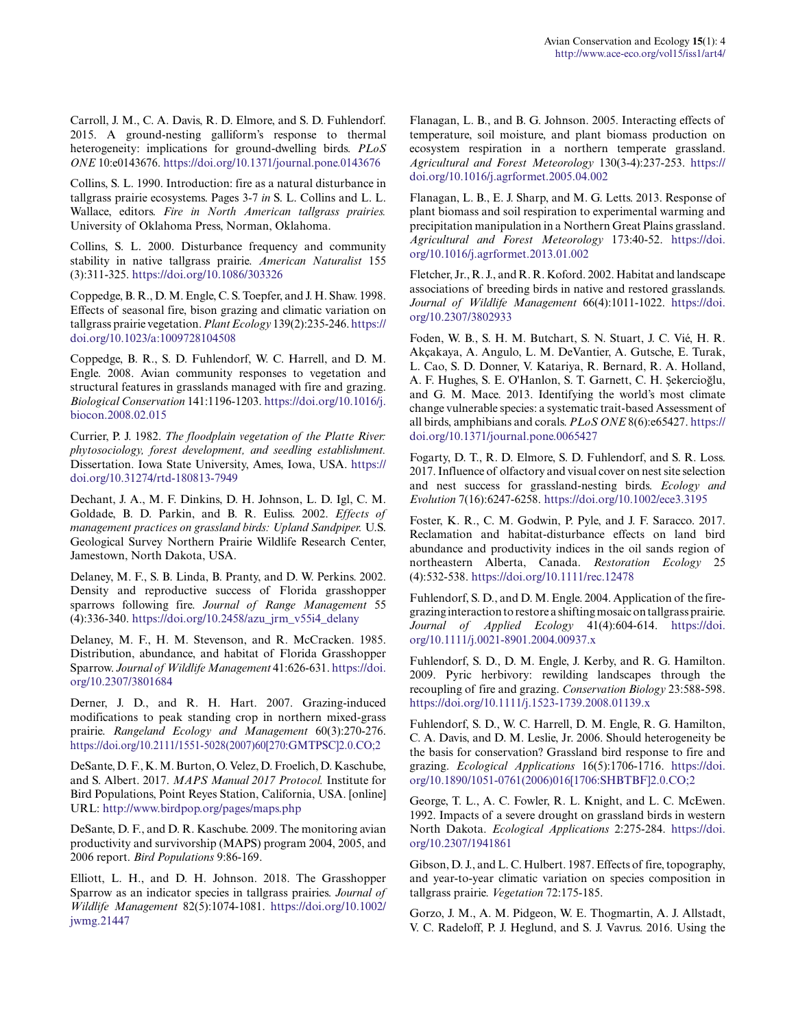Carroll, J. M., C. A. Davis, R. D. Elmore, and S. D. Fuhlendorf. 2015. A ground-nesting galliform's response to thermal heterogeneity: implications for ground-dwelling birds. *PLoS ONE* 10:e0143676. https://doi.org/10.1371/journal.pone.0143676

Collins, S. L. 1990. Introduction: fire as a natural disturbance in tallgrass prairie ecosystems. Pages 3-7 *in* S. L. Collins and L. L. Wallace, editors. *Fire in North American tallgrass prairies.* University of Oklahoma Press, Norman, Oklahoma.

Collins, S. L. 2000. Disturbance frequency and community stability in native tallgrass prairie. *American Naturalist* 155 (3):311-325. https://doi.org/10.1086/303326

Coppedge, B. R., D. M. Engle, C. S. Toepfer, and J. H. Shaw. 1998. Effects of seasonal fire, bison grazing and climatic variation on tallgrass prairie vegetation. *Plant Ecology* 139(2):235-246. https://doi.org/10.1023/a:1009728104508

Coppedge, B. R., S. D. Fuhlendorf, W. C. Harrell, and D. M. Engle. 2008. Avian community responses to vegetation and structural features in grasslands managed with fire and grazing. *Biological Conservation* 141:1196-1203. https://doi.org/10.1016/j.biocon.2008.02.015

Currier, P. J. 1982. *The floodplain vegetation of the Platte River: phytosociology, forest development, and seedling establishment.* Dissertation. Iowa State University, Ames, Iowa, USA. https://doi.org/10.31274/rtd-180813-7949

Dechant, J. A., M. F. Dinkins, D. H. Johnson, L. D. Igl, C. M. Goldade, B. D. Parkin, and B. R. Euliss. 2002. *Effects of management practices on grassland birds: Upland Sandpiper.* U.S. Geological Survey Northern Prairie Wildlife Research Center, Jamestown, North Dakota, USA.

Delaney, M. F., S. B. Linda, B. Pranty, and D. W. Perkins. 2002. Density and reproductive success of Florida grasshopper sparrows following fire. *Journal of Range Management* 55 (4):336-340. https://doi.org/10.2458/azu_jrm_v55i4_delany

Delaney, M. F., H. M. Stevenson, and R. McCracken. 1985. Distribution, abundance, and habitat of Florida Grasshopper Sparrow. *Journal of Wildlife Management* 41:626-631. https://doi.org/10.2307/3801684

Derner, J. D., and R. H. Hart. 2007. Grazing-induced modifications to peak standing crop in northern mixed-grass prairie. *Rangeland Ecology and Management* 60(3):270-276. https://doi.org/10.2111/1551-5028(2007)60[270:GMTPSC]2.0.CO;2

DeSante, D. F., K. M. Burton, O. Velez, D. Froelich, D. Kaschube, and S. Albert. 2017. *MAPS Manual 2017 Protocol.* Institute for Bird Populations, Point Reyes Station, California, USA. [online] URL: http://www.birdpop.org/pages/maps.php

DeSante, D. F., and D. R. Kaschube. 2009. The monitoring avian productivity and survivorship (MAPS) program 2004, 2005, and 2006 report. *Bird Populations* 9:86-169.

Elliott, L. H., and D. H. Johnson. 2018. The Grasshopper Sparrow as an indicator species in tallgrass prairies. *Journal of Wildlife Management* 82(5):1074-1081. https://doi.org/10.1002/jwmg.21447

Flanagan, L. B., and B. G. Johnson. 2005. Interacting effects of temperature, soil moisture, and plant biomass production on ecosystem respiration in a northern temperate grassland. *Agricultural and Forest Meteorology* 130(3-4):237-253. https://doi.org/10.1016/j.agrformet.2005.04.002

Flanagan, L. B., E. J. Sharp, and M. G. Letts. 2013. Response of plant biomass and soil respiration to experimental warming and precipitation manipulation in a Northern Great Plains grassland. *Agricultural and Forest Meteorology* 173:40-52. https://doi.org/10.1016/j.agrformet.2013.01.002

Fletcher, Jr., R. J., and R. R. Koford. 2002. Habitat and landscape associations of breeding birds in native and restored grasslands. *Journal of Wildlife Management* 66(4):1011-1022. https://doi.org/10.2307/3802933

Foden, W. B., S. H. M. Butchart, S. N. Stuart, J. C. Vié, H. R. Akçakaya, A. Angulo, L. M. DeVantier, A. Gutsche, E. Turak, L. Cao, S. D. Donner, V. Katariya, R. Bernard, R. A. Holland, A. F. Hughes, S. E. O'Hanlon, S. T. Garnett, C. H. Şekercioğlu, and G. M. Mace. 2013. Identifying the world's most climate change vulnerable species: a systematic trait-based Assessment of all birds, amphibians and corals. *PLoS ONE* 8(6):e65427. https://doi.org/10.1371/journal.pone.0065427

Fogarty, D. T., R. D. Elmore, S. D. Fuhlendorf, and S. R. Loss. 2017. Influence of olfactory and visual cover on nest site selection and nest success for grassland-nesting birds. *Ecology and Evolution* 7(16):6247-6258. https://doi.org/10.1002/ece3.3195

Foster, K. R., C. M. Godwin, P. Pyle, and J. F. Saracco. 2017. Reclamation and habitat-disturbance effects on land bird abundance and productivity indices in the oil sands region of northeastern Alberta, Canada. *Restoration Ecology* 25 (4):532-538. https://doi.org/10.1111/rec.12478

Fuhlendorf, S. D., and D. M. Engle. 2004. Application of the fire-grazing interaction to restore a shifting mosaic on tallgrass prairie. *Journal of Applied Ecology* 41(4):604-614. https://doi.org/10.1111/j.0021-8901.2004.00937.x

Fuhlendorf, S. D., D. M. Engle, J. Kerby, and R. G. Hamilton. 2009. Pyric herbivory: rewilding landscapes through the recoupling of fire and grazing. *Conservation Biology* 23:588-598. https://doi.org/10.1111/j.1523-1739.2008.01139.x

Fuhlendorf, S. D., W. C. Harrell, D. M. Engle, R. G. Hamilton, C. A. Davis, and D. M. Leslie, Jr. 2006. Should heterogeneity be the basis for conservation? Grassland bird response to fire and grazing. *Ecological Applications* 16(5):1706-1716. https://doi.org/10.1890/1051-0761(2006)016[1706:SHBTBF]2.0.CO;2

George, T. L., A. C. Fowler, R. L. Knight, and L. C. McEwen. 1992. Impacts of a severe drought on grassland birds in western North Dakota. *Ecological Applications* 2:275-284. https://doi.org/10.2307/1941861

Gibson, D. J., and L. C. Hulbert. 1987. Effects of fire, topography, and year-to-year climatic variation on species composition in tallgrass prairie. *Vegetation* 72:175-185.

Gorzo, J. M., A. M. Pidgeon, W. E. Thogmartin, A. J. Allstadt, V. C. Radeloff, P. J. Heglund, and S. J. Vavrus. 2016. Using the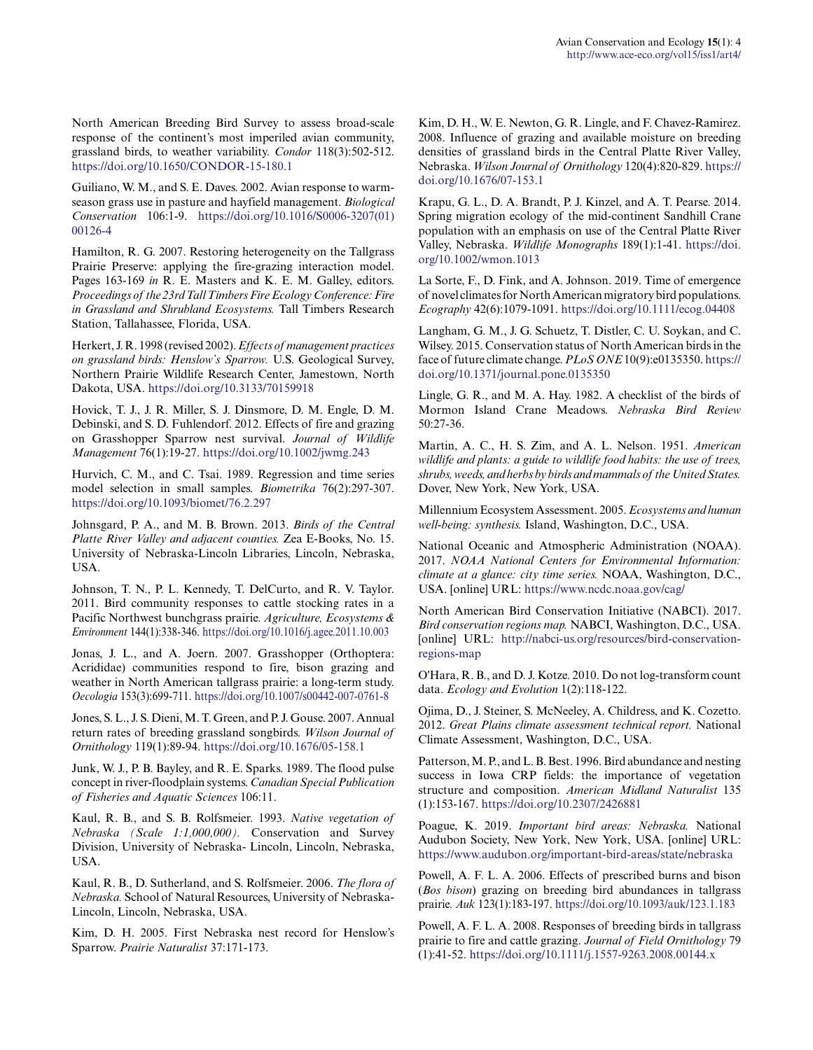North American Breeding Bird Survey to assess broad-scale response of the continent's most imperiled avian community, grassland birds, to weather variability. *Condor* 118(3):502-512. https://doi.org/10.1650/CONDOR-15-180.1

Guiliano, W. M., and S. E. Daves. 2002. Avian response to warm-season grass use in pasture and hayfield management. *Biological Conservation* 106:1-9. https://doi.org/10.1016/S0006-3207(01)00126-4

Hamilton, R. G. 2007. Restoring heterogeneity on the Tallgrass Prairie Preserve: applying the fire-grazing interaction model. Pages 163-169 *in* R. E. Masters and K. E. M. Galley, editors. *Proceedings of the 23rd Tall Timbers Fire Ecology Conference: Fire in Grassland and Shrubland Ecosystems.* Tall Timbers Research Station, Tallahassee, Florida, USA.

Herkert, J. R. 1998 (revised 2002). *Effects of management practices on grassland birds: Henslow's Sparrow.* U.S. Geological Survey, Northern Prairie Wildlife Research Center, Jamestown, North Dakota, USA. https://doi.org/10.3133/70159918

Hovick, T. J., J. R. Miller, S. J. Dinsmore, D. M. Engle, D. M. Debinski, and S. D. Fuhlendorf. 2012. Effects of fire and grazing on Grasshopper Sparrow nest survival. *Journal of Wildlife Management* 76(1):19-27. https://doi.org/10.1002/jwmg.243

Hurvich, C. M., and C. Tsai. 1989. Regression and time series model selection in small samples. *Biometrika* 76(2):297-307. https://doi.org/10.1093/biomet/76.2.297

Johnsgard, P. A., and M. B. Brown. 2013. *Birds of the Central Platte River Valley and adjacent counties.* Zea E-Books, No. 15. University of Nebraska-Lincoln Libraries, Lincoln, Nebraska, USA.

Johnson, T. N., P. L. Kennedy, T. DelCurto, and R. V. Taylor. 2011. Bird community responses to cattle stocking rates in a Pacific Northwest bunchgrass prairie. *Agriculture, Ecosystems & Environment* 144(1):338-346. https://doi.org/10.1016/j.agee.2011.10.003

Jonas, J. L., and A. Joern. 2007. Grasshopper (Orthoptera: Acrididae) communities respond to fire, bison grazing and weather in North American tallgrass prairie: a long-term study. *Oecologia* 153(3):699-711. https://doi.org/10.1007/s00442-007-0761-8

Jones, S. L., J. S. Dieni, M. T. Green, and P. J. Gouse. 2007. Annual return rates of breeding grassland songbirds. *Wilson Journal of Ornithology* 119(1):89-94. https://doi.org/10.1676/05-158.1

Junk, W. J., P. B. Bayley, and R. E. Sparks. 1989. The flood pulse concept in river-floodplain systems. *Canadian Special Publication of Fisheries and Aquatic Sciences* 106:11.

Kaul, R. B., and S. B. Rolfsmeier. 1993. *Native vegetation of Nebraska (Scale 1:1,000,000).* Conservation and Survey Division, University of Nebraska- Lincoln, Lincoln, Nebraska, USA.

Kaul, R. B., D. Sutherland, and S. Rolfsmeier. 2006. *The flora of Nebraska.* School of Natural Resources, University of Nebraska-Lincoln, Lincoln, Nebraska, USA.

Kim, D. H. 2005. First Nebraska nest record for Henslow's Sparrow. *Prairie Naturalist* 37:171-173.

Kim, D. H., W. E. Newton, G. R. Lingle, and F. Chavez-Ramirez. 2008. Influence of grazing and available moisture on breeding densities of grassland birds in the Central Platte River Valley, Nebraska. *Wilson Journal of Ornithology* 120(4):820-829. https://doi.org/10.1676/07-153.1

Krapu, G. L., D. A. Brandt, P. J. Kinzel, and A. T. Pearse. 2014. Spring migration ecology of the mid-continent Sandhill Crane population with an emphasis on use of the Central Platte River Valley, Nebraska. *Wildlife Monographs* 189(1):1-41. https://doi.org/10.1002/wmon.1013

La Sorte, F., D. Fink, and A. Johnson. 2019. Time of emergence of novel climates for North American migratory bird populations. *Ecography* 42(6):1079-1091. https://doi.org/10.1111/ecog.04408

Langham, G. M., J. G. Schuetz, T. Distler, C. U. Soykan, and C. Wilsey. 2015. Conservation status of North American birds in the face of future climate change. *PLoS ONE* 10(9):e0135350. https://doi.org/10.1371/journal.pone.0135350

Lingle, G. R., and M. A. Hay. 1982. A checklist of the birds of Mormon Island Crane Meadows. *Nebraska Bird Review* 50:27-36.

Martin, A. C., H. S. Zim, and A. L. Nelson. 1951. *American wildlife and plants: a guide to wildlife food habits: the use of trees, shrubs, weeds, and herbs by birds and mammals of the United States.* Dover, New York, New York, USA.

Millennium Ecosystem Assessment. 2005. *Ecosystems and human well-being: synthesis.* Island, Washington, D.C., USA.

National Oceanic and Atmospheric Administration (NOAA). 2017. *NOAA National Centers for Environmental Information: climate at a glance: city time series.* NOAA, Washington, D.C., USA. [online] URL: https://www.ncdc.noaa.gov/cag/

North American Bird Conservation Initiative (NABCI). 2017. *Bird conservation regions map.* NABCI, Washington, D.C., USA. [online] URL: http://nabci-us.org/resources/bird-conservation-regions-map

O'Hara, R. B., and D. J. Kotze. 2010. Do not log-transform count data. *Ecology and Evolution* 1(2):118-122.

Ojima, D., J. Steiner, S. McNeeley, A. Childress, and K. Cozetto. 2012. *Great Plains climate assessment technical report.* National Climate Assessment, Washington, D.C., USA.

Patterson, M. P., and L. B. Best. 1996. Bird abundance and nesting success in Iowa CRP fields: the importance of vegetation structure and composition. *American Midland Naturalist* 135(1):153-167. https://doi.org/10.2307/2426881

Poague, K. 2019. *Important bird areas: Nebraska.* National Audubon Society, New York, New York, USA. [online] URL: https://www.audubon.org/important-bird-areas/state/nebraska

Powell, A. F. L. A. 2006. Effects of prescribed burns and bison (*Bos bison*) grazing on breeding bird abundances in tallgrass prairie. *Auk* 123(1):183-197. https://doi.org/10.1093/auk/123.1.183

Powell, A. F. L. A. 2008. Responses of breeding birds in tallgrass prairie to fire and cattle grazing. *Journal of Field Ornithology* 79(1):41-52. https://doi.org/10.1111/j.1557-9263.2008.00144.x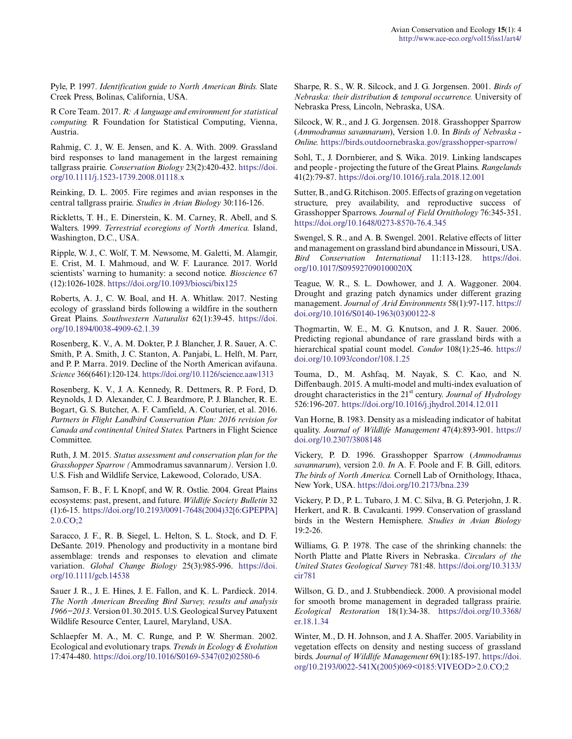Pyle, P. 1997. *Identification guide to North American Birds.* Slate Creek Press, Bolinas, California, USA.

R Core Team. 2017. *R: A language and environment for statistical computing.* R Foundation for Statistical Computing, Vienna, Austria.

Rahmig, C. J., W. E. Jensen, and K. A. With. 2009. Grassland bird responses to land management in the largest remaining tallgrass prairie. *Conservation Biology* 23(2):420-432. https://doi.org/10.1111/j.1523-1739.2008.01118.x

Reinking, D. L. 2005. Fire regimes and avian responses in the central tallgrass prairie. *Studies in Avian Biology* 30:116-126.

Rickletts, T. H., E. Dinerstein, K. M. Carney, R. Abell, and S. Walters. 1999. *Terrestrial ecoregions of North America.* Island, Washington, D.C., USA.

Ripple, W. J., C. Wolf, T. M. Newsome, M. Galetti, M. Alamgir, E. Crist, M. I. Mahmoud, and W. F. Laurance. 2017. World scientists' warning to humanity: a second notice. *Bioscience* 67 (12):1026-1028. https://doi.org/10.1093/biosci/bix125

Roberts, A. J., C. W. Boal, and H. A. Whitlaw. 2017. Nesting ecology of grassland birds following a wildfire in the southern Great Plains. *Southwestern Naturalist* 62(1):39-45. https://doi.org/10.1894/0038-4909-62.1.39

Rosenberg, K. V., A. M. Dokter, P. J. Blancher, J. R. Sauer, A. C. Smith, P. A. Smith, J. C. Stanton, A. Panjabi, L. Helft, M. Parr, and P. P. Marra. 2019. Decline of the North American avifauna. *Science* 366(6461):120-124. https://doi.org/10.1126/science.aaw1313

Rosenberg, K. V., J. A. Kennedy, R. Dettmers, R. P. Ford, D. Reynolds, J. D. Alexander, C. J. Beardmore, P. J. Blancher, R. E. Bogart, G. S. Butcher, A. F. Camfield, A. Couturier, et al. 2016. *Partners in Flight Landbird Conservation Plan: 2016 revision for Canada and continental United States.* Partners in Flight Science Committee.

Ruth, J. M. 2015. *Status assessment and conservation plan for the Grasshopper Sparrow (*Ammodramus savannarum*).* Version 1.0. U.S. Fish and Wildlife Service, Lakewood, Colorado, USA.

Samson, F. B., F. L Knopf, and W. R. Ostlie. 2004. Great Plains ecosystems: past, present, and future. *Wildlife Society Bulletin* 32 (1):6-15. https://doi.org/10.2193/0091-7648(2004)32[6:GPEPPA]2.0.CO;2

Saracco, J. F., R. B. Siegel, L. Helton, S. L. Stock, and D. F. DeSante. 2019. Phenology and productivity in a montane bird assemblage: trends and responses to elevation and climate variation. *Global Change Biology* 25(3):985-996. https://doi.org/10.1111/gcb.14538

Sauer J. R., J. E. Hines, J. E. Fallon, and K. L. Pardieck. 2014. *The North American Breeding Bird Survey, results and analysis 1966−2013.* Version 01.30.2015. U.S. Geological Survey Patuxent Wildlife Resource Center, Laurel, Maryland, USA.

Schlaepfer M. A., M. C. Runge, and P. W. Sherman. 2002. Ecological and evolutionary traps. *Trends in Ecology & Evolution* 17:474-480. https://doi.org/10.1016/S0169-5347(02)02580-6

Sharpe, R. S., W. R. Silcock, and J. G. Jorgensen. 2001. *Birds of Nebraska: their distribution & temporal occurrence.* University of Nebraska Press, Lincoln, Nebraska, USA.

Silcock, W. R., and J. G. Jorgensen. 2018. Grasshopper Sparrow (*Ammodramus savannarum*), Version 1.0. In *Birds of Nebraska - Online.* https://birds.outdoornebraska.gov/grasshopper-sparrow/

Sohl, T., J. Dornbierer, and S. Wika. 2019. Linking landscapes and people - projecting the future of the Great Plains. *Rangelands* 41(2):79-87. https://doi.org/10.1016/j.rala.2018.12.001

Sutter, B., and G. Ritchison. 2005. Effects of grazing on vegetation structure, prey availability, and reproductive success of Grasshopper Sparrows. *Journal of Field Ornithology* 76:345-351. https://doi.org/10.1648/0273-8570-76.4.345

Swengel, S. R., and A. B. Swengel. 2001. Relative effects of litter and management on grassland bird abundance in Missouri, USA. *Bird Conservation International* 11:113-128. https://doi.org/10.1017/S095927090100020X

Teague, W. R., S. L. Dowhower, and J. A. Waggoner. 2004. Drought and grazing patch dynamics under different grazing management. *Journal of Arid Environments* 58(1):97-117. https://doi.org/10.1016/S0140-1963(03)00122-8

Thogmartin, W. E., M. G. Knutson, and J. R. Sauer. 2006. Predicting regional abundance of rare grassland birds with a hierarchical spatial count model. *Condor* 108(1):25-46. https://doi.org/10.1093/condor/108.1.25

Touma, D., M. Ashfaq, M. Nayak, S. C. Kao, and N. Diffenbaugh. 2015. A multi-model and multi-index evaluation of drought characteristics in the 21st century. *Journal of Hydrology* 526:196-207. https://doi.org/10.1016/j.jhydrol.2014.12.011

Van Horne, B. 1983. Density as a misleading indicator of habitat quality. *Journal of Wildlife Management* 47(4):893-901. https://doi.org/10.2307/3808148

Vickery, P. D. 1996. Grasshopper Sparrow (*Ammodramus savannarum*), version 2.0. *In* A. F. Poole and F. B. Gill, editors. *The birds of North America.* Cornell Lab of Ornithology, Ithaca, New York, USA. https://doi.org/10.2173/bna.239

Vickery, P. D., P. L. Tubaro, J. M. C. Silva, B. G. Peterjohn, J. R. Herkert, and R. B. Cavalcanti. 1999. Conservation of grassland birds in the Western Hemisphere. *Studies in Avian Biology* 19:2-26.

Williams, G. P. 1978. The case of the shrinking channels: the North Platte and Platte Rivers in Nebraska. *Circulars of the United States Geological Survey* 781:48. https://doi.org/10.3133/cir781

Willson, G. D., and J. Stubbendieck. 2000. A provisional model for smooth brome management in degraded tallgrass prairie. *Ecological Restoration* 18(1):34-38. https://doi.org/10.3368/er.18.1.34

Winter, M., D. H. Johnson, and J. A. Shaffer. 2005. Variability in vegetation effects on density and nesting success of grassland birds. *Journal of Wildlife Management* 69(1):185-197. https://doi.org/10.2193/0022-541X(2005)069<0185:VIVEOD>2.0.CO;2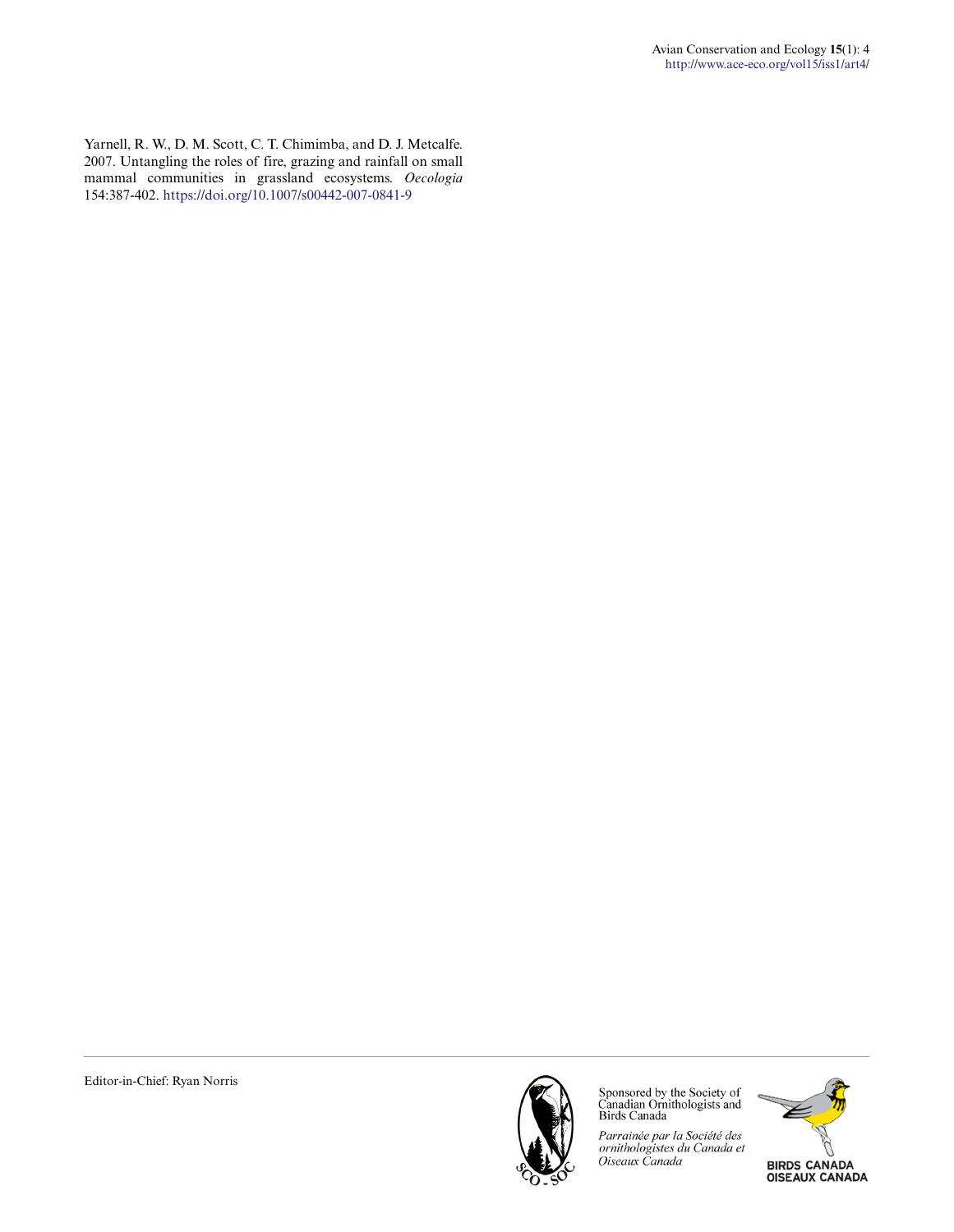Yarnell, R. W., D. M. Scott, C. T. Chimimba, and D. J. Metcalfe. 2007. Untangling the roles of fire, grazing and rainfall on small mammal communities in grassland ecosystems. *Oecologia* 154:387-402. https://doi.org/10.1007/s00442-007-0841-9

Editor-in-Chief: Ryan Norris

Sponsored by the Society of Canadian Ornithologists and Birds Canada

*Parrainée par la Société des ornithologistes du Canada et Oiseaux Canada*

BIRDS CANADA
OISEAUX CANADA